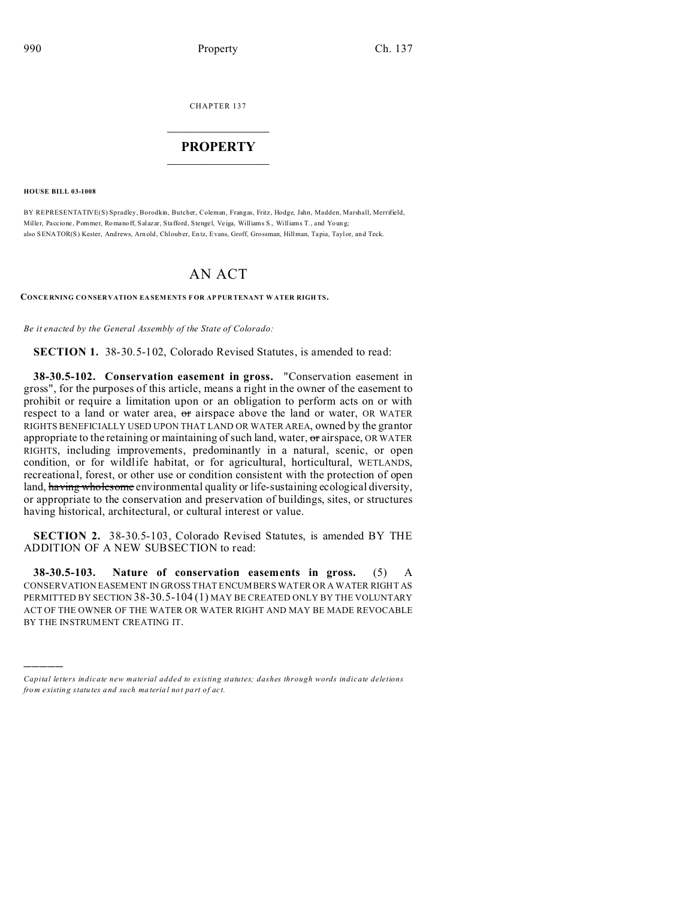CHAPTER 137

# PROPERTY

**HOUSE BILL 03-1008**

BY REPRESENTATIVE(S) Spradley, Borodkin, Butcher, Coleman, Frangas, Fritz, Hodge, Jahn, Madden, Marshall, Merrifield, Miller, Paccione, Pommer, Romanoff, Salazar, Stafford, Stengel, Veiga, Williams S., Williams T., and Young; also SENATOR(S) Kester, Andrews, Arnold, Chlouber, Entz, Evans, Groff, Grossman, Hillman, Tapia, Taylor, and Teck.

# AN ACT

**CONCERNING CONSERVATION EASEMENTS FOR APPURTENANT WATER RIGHTS.**

*Be it enacted by the General Assembly of the State of Colorado:*

**SECTION 1.** 38-30.5-102, Colorado Revised Statutes, is amended to read:

**38-30.5-102. Conservation easement in gross.** "Conservation easement in gross", for the purposes of this article, means a right in the owner of the easement to prohibit or require a limitation upon or an obligation to perform acts on or with respect to a land or water area, ~~or~~ airspace above the land or water, OR WATER RIGHTS BENEFICIALLY USED UPON THAT LAND OR WATER AREA, owned by the grantor appropriate to the retaining or maintaining of such land, water, ~~or~~ airspace, OR WATER RIGHTS, including improvements, predominantly in a natural, scenic, or open condition, or for wildlife habitat, or for agricultural, horticultural, WETLANDS, recreational, forest, or other use or condition consistent with the protection of open land, ~~having wholesome~~ environmental quality or life-sustaining ecological diversity, or appropriate to the conservation and preservation of buildings, sites, or structures having historical, architectural, or cultural interest or value.

**SECTION 2.** 38-30.5-103, Colorado Revised Statutes, is amended BY THE ADDITION OF A NEW SUBSECTION to read:

**38-30.5-103. Nature of conservation easements in gross.** (5) A CONSERVATION EASEMENT IN GROSS THAT ENCUMBERS WATER OR A WATER RIGHT AS PERMITTED BY SECTION 38-30.5-104 (1) MAY BE CREATED ONLY BY THE VOLUNTARY ACT OF THE OWNER OF THE WATER OR WATER RIGHT AND MAY BE MADE REVOCABLE BY THE INSTRUMENT CREATING IT.

---

*Capital letters indicate new material added to existing statutes; dashes through words indicate deletions from existing statutes and such material not part of act.*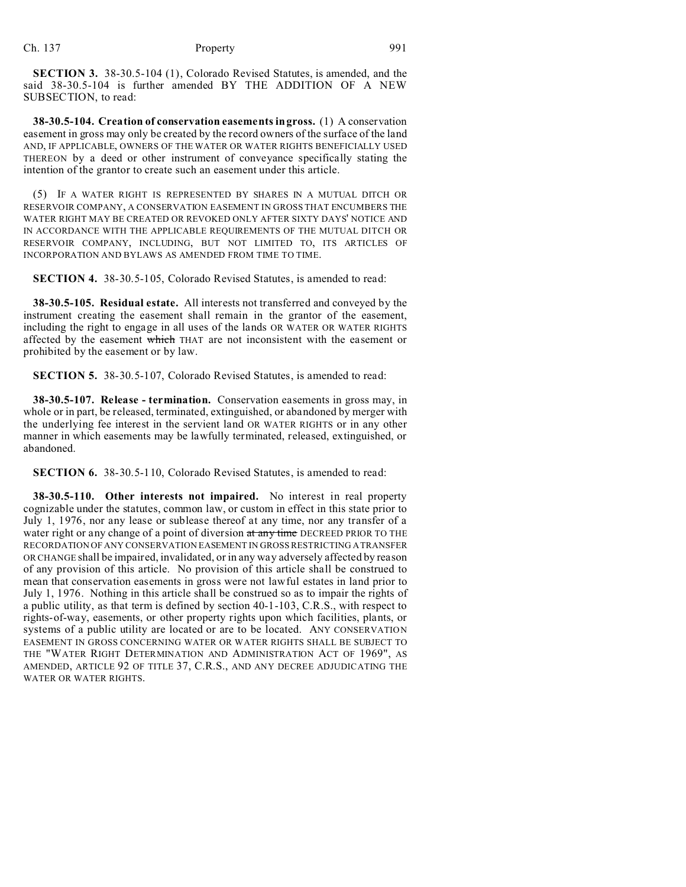**SECTION 3.** 38-30.5-104 (1), Colorado Revised Statutes, is amended, and the said 38-30.5-104 is further amended BY THE ADDITION OF A NEW SUBSECTION, to read:

**38-30.5-104. Creation of conservation easements in gross.** (1) A conservation easement in gross may only be created by the record owners of the surface of the land AND, IF APPLICABLE, OWNERS OF THE WATER OR WATER RIGHTS BENEFICIALLY USED THEREON by a deed or other instrument of conveyance specifically stating the intention of the grantor to create such an easement under this article.

(5) IF A WATER RIGHT IS REPRESENTED BY SHARES IN A MUTUAL DITCH OR RESERVOIR COMPANY, A CONSERVATION EASEMENT IN GROSS THAT ENCUMBERS THE WATER RIGHT MAY BE CREATED OR REVOKED ONLY AFTER SIXTY DAYS' NOTICE AND IN ACCORDANCE WITH THE APPLICABLE REQUIREMENTS OF THE MUTUAL DITCH OR RESERVOIR COMPANY, INCLUDING, BUT NOT LIMITED TO, ITS ARTICLES OF INCORPORATION AND BYLAWS AS AMENDED FROM TIME TO TIME.

**SECTION 4.** 38-30.5-105, Colorado Revised Statutes, is amended to read:

**38-30.5-105. Residual estate.** All interests not transferred and conveyed by the instrument creating the easement shall remain in the grantor of the easement, including the right to engage in all uses of the lands OR WATER OR WATER RIGHTS affected by the easement ~~which~~ THAT are not inconsistent with the easement or prohibited by the easement or by law.

**SECTION 5.** 38-30.5-107, Colorado Revised Statutes, is amended to read:

**38-30.5-107. Release - termination.** Conservation easements in gross may, in whole or in part, be released, terminated, extinguished, or abandoned by merger with the underlying fee interest in the servient land OR WATER RIGHTS or in any other manner in which easements may be lawfully terminated, released, extinguished, or abandoned.

**SECTION 6.** 38-30.5-110, Colorado Revised Statutes, is amended to read:

**38-30.5-110. Other interests not impaired.** No interest in real property cognizable under the statutes, common law, or custom in effect in this state prior to July 1, 1976, nor any lease or sublease thereof at any time, nor any transfer of a water right or any change of a point of diversion ~~at any time~~ DECREED PRIOR TO THE RECORDATION OF ANY CONSERVATION EASEMENT IN GROSS RESTRICTING A TRANSFER OR CHANGE shall be impaired, invalidated, or in any way adversely affected by reason of any provision of this article. No provision of this article shall be construed to mean that conservation easements in gross were not lawful estates in land prior to July 1, 1976. Nothing in this article shall be construed so as to impair the rights of a public utility, as that term is defined by section 40-1-103, C.R.S., with respect to rights-of-way, easements, or other property rights upon which facilities, plants, or systems of a public utility are located or are to be located. ANY CONSERVATION EASEMENT IN GROSS CONCERNING WATER OR WATER RIGHTS SHALL BE SUBJECT TO THE "WATER RIGHT DETERMINATION AND ADMINISTRATION ACT OF 1969", AS AMENDED, ARTICLE 92 OF TITLE 37, C.R.S., AND ANY DECREE ADJUDICATING THE WATER OR WATER RIGHTS.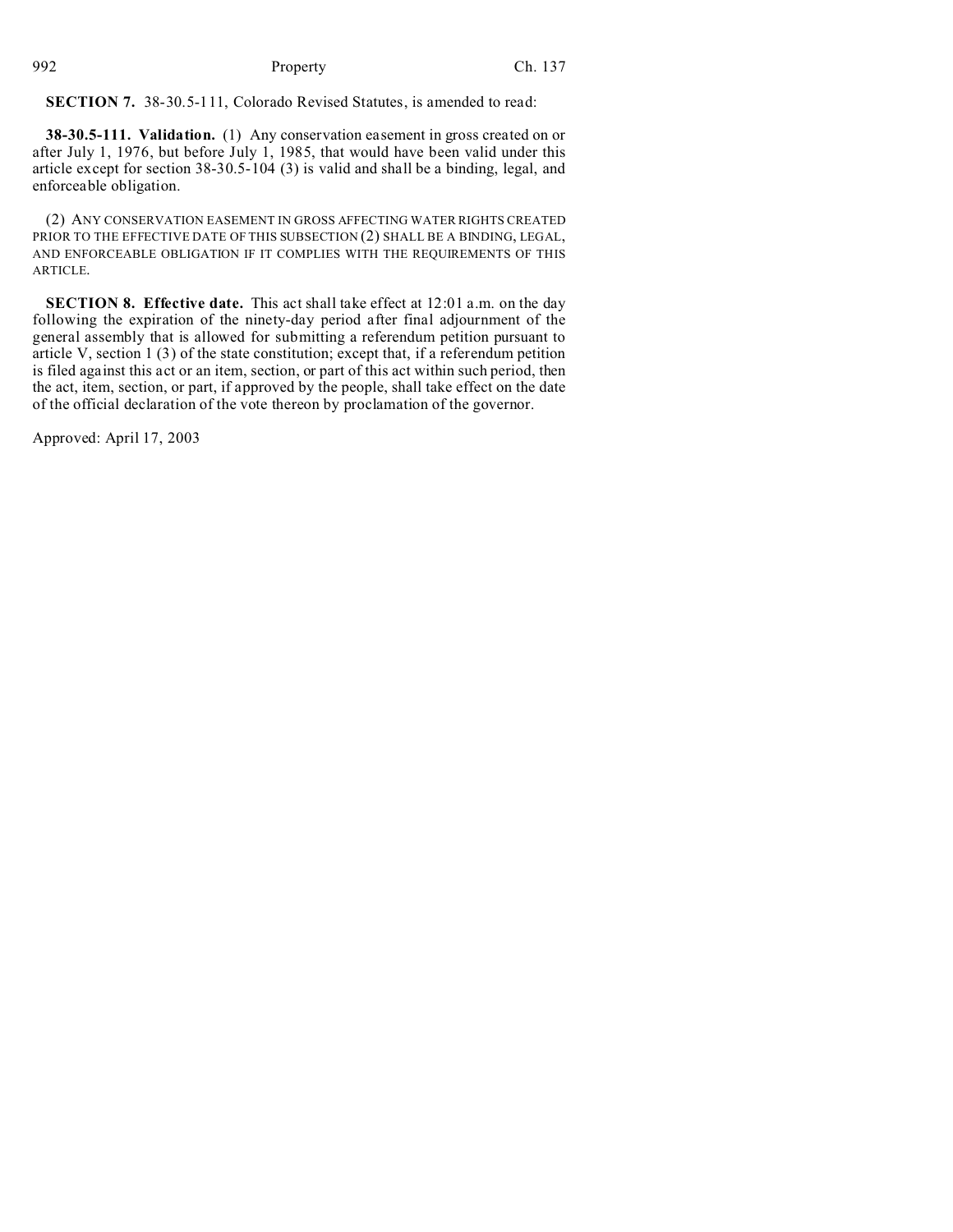**SECTION 7.** 38-30.5-111, Colorado Revised Statutes, is amended to read:

**38-30.5-111. Validation.** (1) Any conservation easement in gross created on or after July 1, 1976, but before July 1, 1985, that would have been valid under this article except for section 38-30.5-104 (3) is valid and shall be a binding, legal, and enforceable obligation.

(2) ANY CONSERVATION EASEMENT IN GROSS AFFECTING WATER RIGHTS CREATED PRIOR TO THE EFFECTIVE DATE OF THIS SUBSECTION (2) SHALL BE A BINDING, LEGAL, AND ENFORCEABLE OBLIGATION IF IT COMPLIES WITH THE REQUIREMENTS OF THIS ARTICLE.

**SECTION 8. Effective date.** This act shall take effect at 12:01 a.m. on the day following the expiration of the ninety-day period after final adjournment of the general assembly that is allowed for submitting a referendum petition pursuant to article V, section 1 (3) of the state constitution; except that, if a referendum petition is filed against this act or an item, section, or part of this act within such period, then the act, item, section, or part, if approved by the people, shall take effect on the date of the official declaration of the vote thereon by proclamation of the governor.

Approved: April 17, 2003